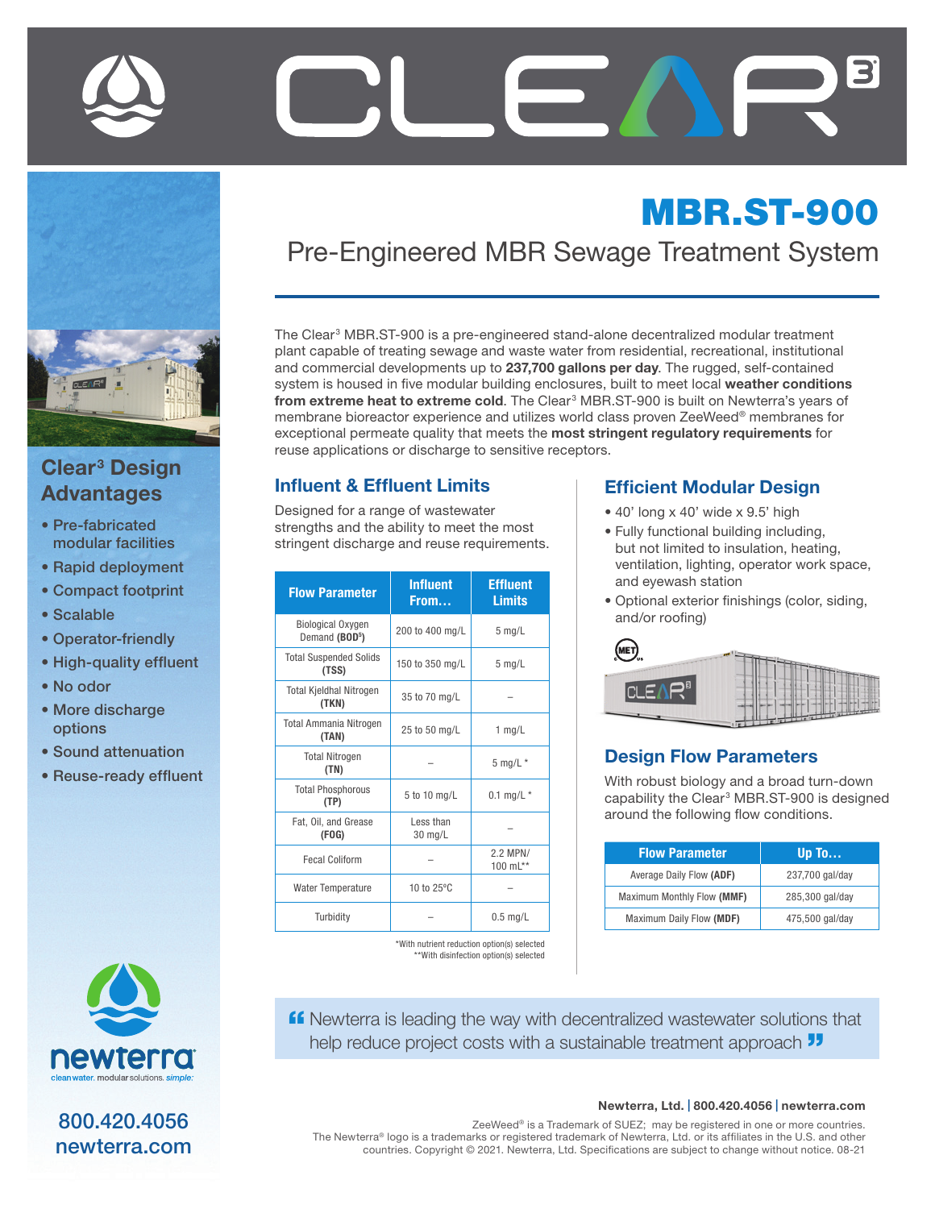# CLEAR[3]

# MBR.ST-900

## Pre-Engineered MBR Sewage Treatment System

The Clear[3] MBR.ST-900 is a pre-engineered stand-alone decentralized modular treatment plant capable of treating sewage and waste water from residential, recreational, institutional and commercial developments up to **237,700 gallons per day**. The rugged, self-contained system is housed in five modular building enclosures, built to meet local **weather conditions from extreme heat to extreme cold**. The Clear[3] MBR.ST-900 is built on Newterra's years of membrane bioreactor experience and utilizes world class proven ZeeWeed® membranes for exceptional permeate quality that meets the **most stringent regulatory requirements** for reuse applications or discharge to sensitive receptors.

## Clear[3] Design Advantages

- Pre-fabricated modular facilities
- Rapid deployment
- Compact footprint
- Scalable
- Operator-friendly
- High-quality effluent
- No odor
- More discharge options
- Sound attenuation
- Reuse-ready effluent

## Influent & Effluent Limits

Designed for a range of wastewater strengths and the ability to meet the most stringent discharge and reuse requirements.

| Flow Parameter | Influent From… | Effluent Limits |
|---|---|---|
| Biological Oxygen Demand **(BOD5)** | 200 to 400 mg/L | 5 mg/L |
| Total Suspended Solids **(TSS)** | 150 to 350 mg/L | 5 mg/L |
| Total Kjeldhal Nitrogen **(TKN)** | 35 to 70 mg/L | – |
| Total Ammania Nitrogen **(TAN)** | 25 to 50 mg/L | 1 mg/L |
| Total Nitrogen **(TN)** | – | 5 mg/L * |
| Total Phosphorous **(TP)** | 5 to 10 mg/L | 0.1 mg/L * |
| Fat, Oil, and Grease **(FOG)** | Less than 30 mg/L | – |
| Fecal Coliform | – | 2.2 MPN/ 100 mL** |
| Water Temperature | 10 to 25°C | – |
| Turbidity | – | 0.5 mg/L |

*With nutrient reduction option(s) selected
**With disinfection option(s) selected

## Efficient Modular Design

- 40' long x 40' wide x 9.5' high
- Fully functional building including, but not limited to insulation, heating, ventilation, lighting, operator work space, and eyewash station
- Optional exterior finishings (color, siding, and/or roofing)

## Design Flow Parameters

With robust biology and a broad turn-down capability the Clear[3] MBR.ST-900 is designed around the following flow conditions.

| Flow Parameter | Up To… |
|---|---|
| Average Daily Flow **(ADF)** | 237,700 gal/day |
| Maximum Monthly Flow **(MMF)** | 285,300 gal/day |
| Maximum Daily Flow **(MDF)** | 475,500 gal/day |

> "Newterra is leading the way with decentralized wastewater solutions that help reduce project costs with a sustainable treatment approach"

newterra — cleanwater. modular solutions. simple.

800.420.4056
newterra.com

**Newterra, Ltd. | 800.420.4056 | newterra.com**

ZeeWeed® is a Trademark of SUEZ; may be registered in one or more countries.
The Newterra® logo is a trademarks or registered trademark of Newterra, Ltd. or its affiliates in the U.S. and other countries. Copyright © 2021. Newterra, Ltd. Specifications are subject to change without notice. 08-21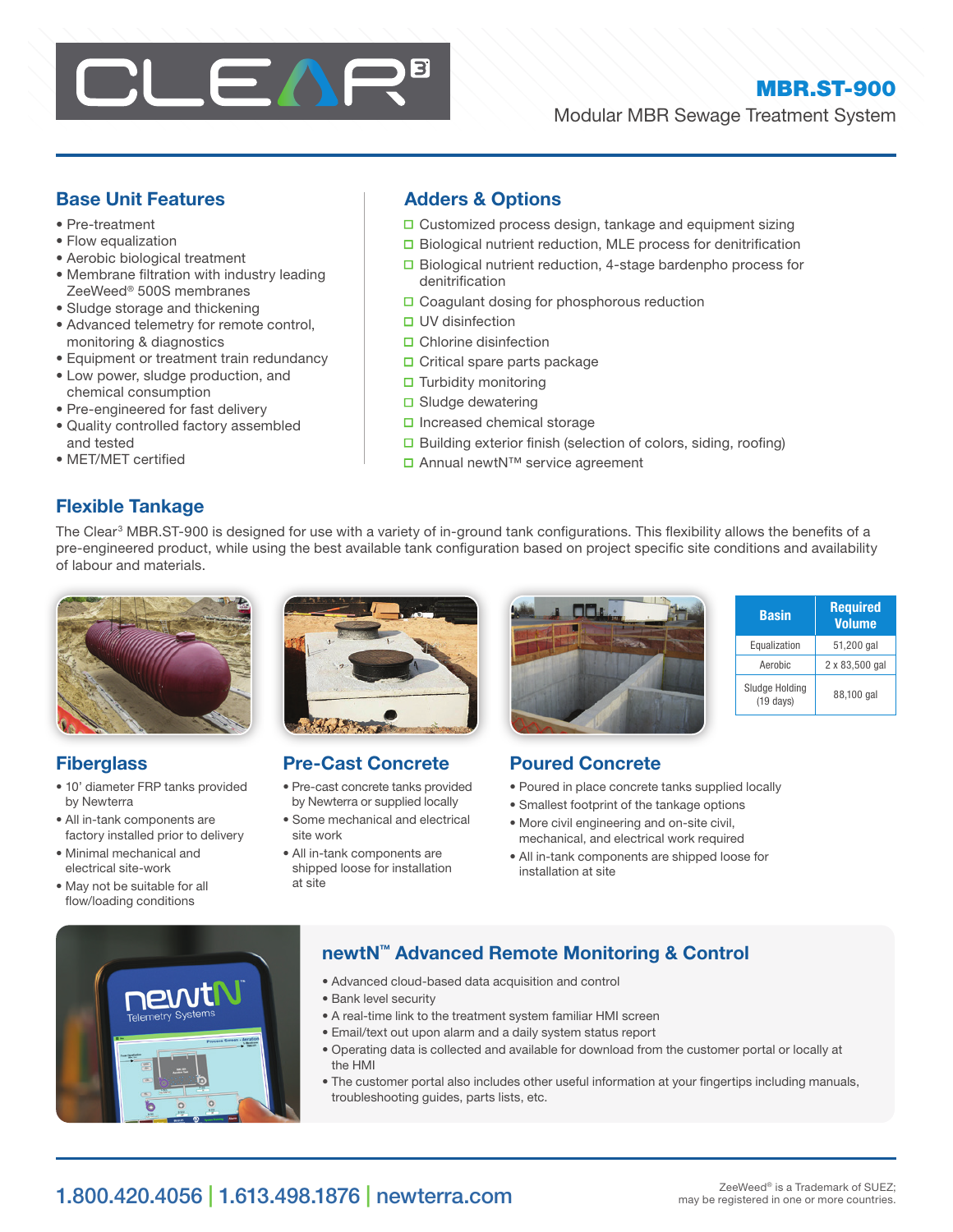# CLEAR³

## MBR.ST-900

Modular MBR Sewage Treatment System

## Base Unit Features

- Pre-treatment
- Flow equalization
- Aerobic biological treatment
- Membrane filtration with industry leading ZeeWeed® 500S membranes
- Sludge storage and thickening
- Advanced telemetry for remote control, monitoring & diagnostics
- Equipment or treatment train redundancy
- Low power, sludge production, and chemical consumption
- Pre-engineered for fast delivery
- Quality controlled factory assembled and tested
- MET/MET certified

## Adders & Options

- ☐ Customized process design, tankage and equipment sizing
- ☐ Biological nutrient reduction, MLE process for denitrification
- ☐ Biological nutrient reduction, 4-stage bardenpho process for denitrification
- ☐ Coagulant dosing for phosphorous reduction
- ☐ UV disinfection
- ☐ Chlorine disinfection
- ☐ Critical spare parts package
- ☐ Turbidity monitoring
- ☐ Sludge dewatering
- ☐ Increased chemical storage
- ☐ Building exterior finish (selection of colors, siding, roofing)
- ☐ Annual newtN™ service agreement

## Flexible Tankage

The Clear³ MBR.ST-900 is designed for use with a variety of in-ground tank configurations. This flexibility allows the benefits of a pre-engineered product, while using the best available tank configuration based on project specific site conditions and availability of labour and materials.

| Basin | Required Volume |
|---|---|
| Equalization | 51,200 gal |
| Aerobic | 2 x 83,500 gal |
| Sludge Holding (19 days) | 88,100 gal |

### Fiberglass

- 10' diameter FRP tanks provided by Newterra
- All in-tank components are factory installed prior to delivery
- Minimal mechanical and electrical site-work
- May not be suitable for all flow/loading conditions

### Pre-Cast Concrete

- Pre-cast concrete tanks provided by Newterra or supplied locally
- Some mechanical and electrical site work
- All in-tank components are shipped loose for installation at site

### Poured Concrete

- Poured in place concrete tanks supplied locally
- Smallest footprint of the tankage options
- More civil engineering and on-site civil, mechanical, and electrical work required
- All in-tank components are shipped loose for installation at site

## newtN™ Advanced Remote Monitoring & Control

- Advanced cloud-based data acquisition and control
- Bank level security
- A real-time link to the treatment system familiar HMI screen
- Email/text out upon alarm and a daily system status report
- Operating data is collected and available for download from the customer portal or locally at the HMI
- The customer portal also includes other useful information at your fingertips including manuals, troubleshooting guides, parts lists, etc.

1.800.420.4056 | 1.613.498.1876 | newterra.com

ZeeWeed® is a Trademark of SUEZ; may be registered in one or more countries.